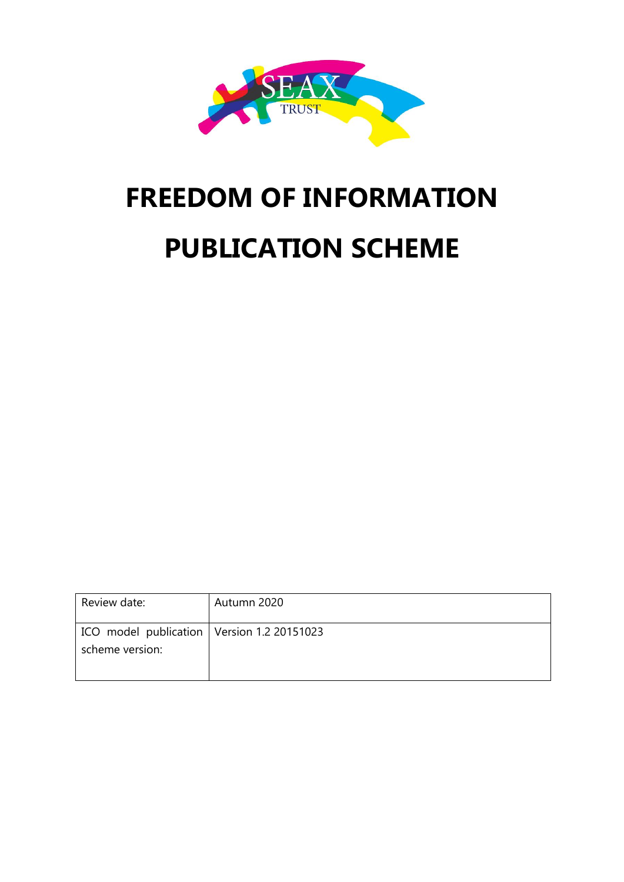SEAX TRUST

# FREEDOM OF INFORMATION

# PUBLICATION SCHEME

| Review date: | Autumn 2020 |
|---|---|
| ICO model publication scheme version: | Version 1.2 20151023 |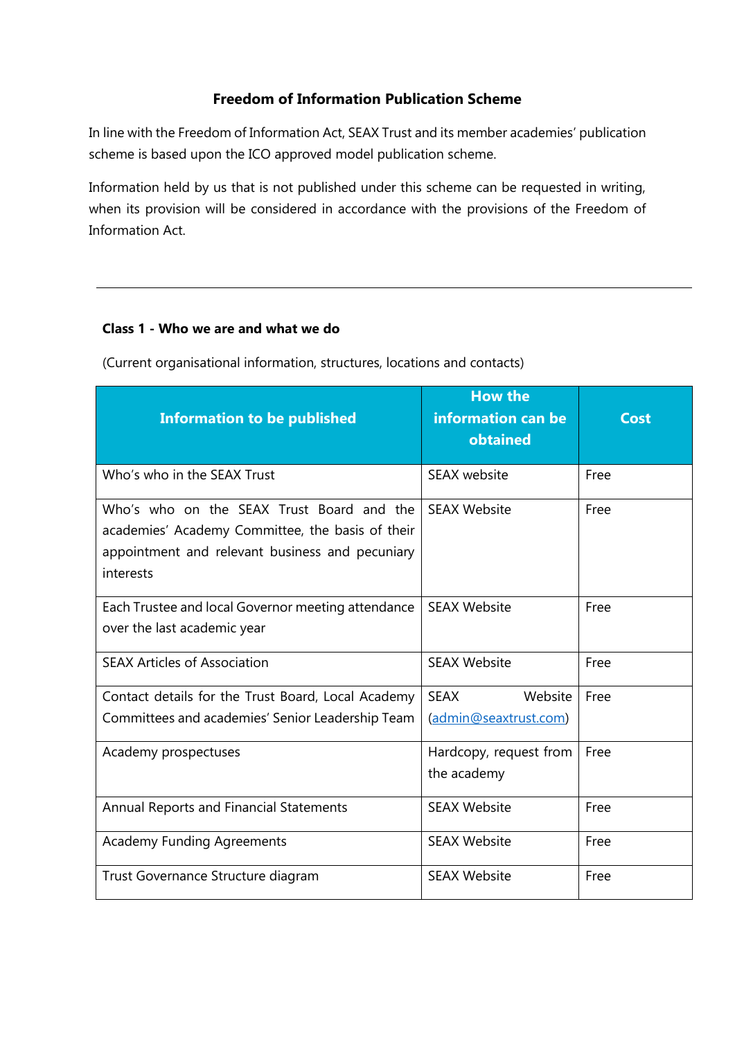## Freedom of Information Publication Scheme

In line with the Freedom of Information Act, SEAX Trust and its member academies' publication scheme is based upon the ICO approved model publication scheme.

Information held by us that is not published under this scheme can be requested in writing, when its provision will be considered in accordance with the provisions of the Freedom of Information Act.

---

### Class 1 - Who we are and what we do

(Current organisational information, structures, locations and contacts)

| Information to be published | How the information can be obtained | Cost |
|---|---|---|
| Who's who in the SEAX Trust | SEAX website | Free |
| Who's who on the SEAX Trust Board and the academies' Academy Committee, the basis of their appointment and relevant business and pecuniary interests | SEAX Website | Free |
| Each Trustee and local Governor meeting attendance over the last academic year | SEAX Website | Free |
| SEAX Articles of Association | SEAX Website | Free |
| Contact details for the Trust Board, Local Academy Committees and academies' Senior Leadership Team | SEAX Website (admin@seaxtrust.com) | Free |
| Academy prospectuses | Hardcopy, request from the academy | Free |
| Annual Reports and Financial Statements | SEAX Website | Free |
| Academy Funding Agreements | SEAX Website | Free |
| Trust Governance Structure diagram | SEAX Website | Free |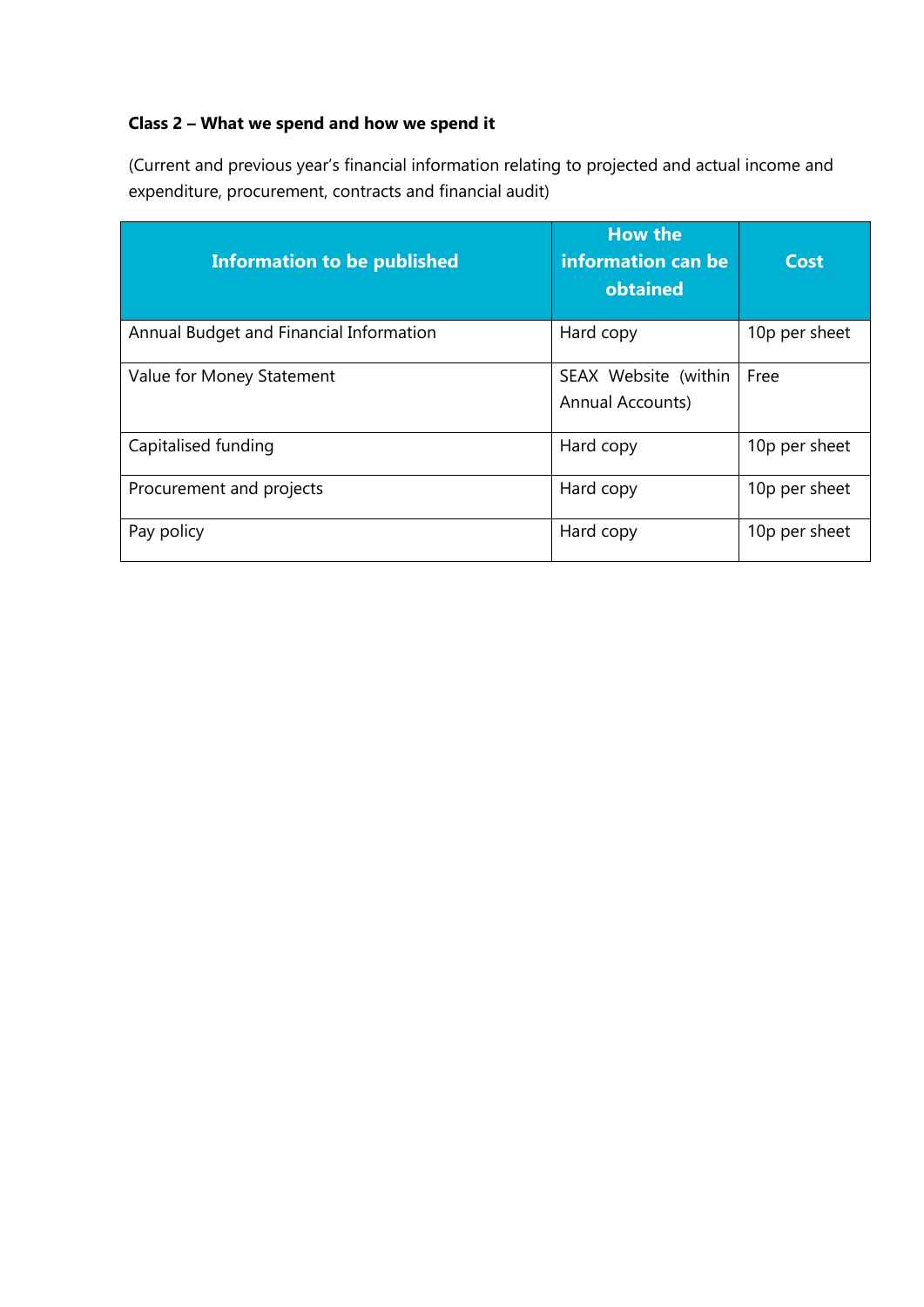**Class 2 – What we spend and how we spend it**

(Current and previous year's financial information relating to projected and actual income and expenditure, procurement, contracts and financial audit)

| Information to be published | How the information can be obtained | Cost |
|---|---|---|
| Annual Budget and Financial Information | Hard copy | 10p per sheet |
| Value for Money Statement | SEAX Website (within Annual Accounts) | Free |
| Capitalised funding | Hard copy | 10p per sheet |
| Procurement and projects | Hard copy | 10p per sheet |
| Pay policy | Hard copy | 10p per sheet |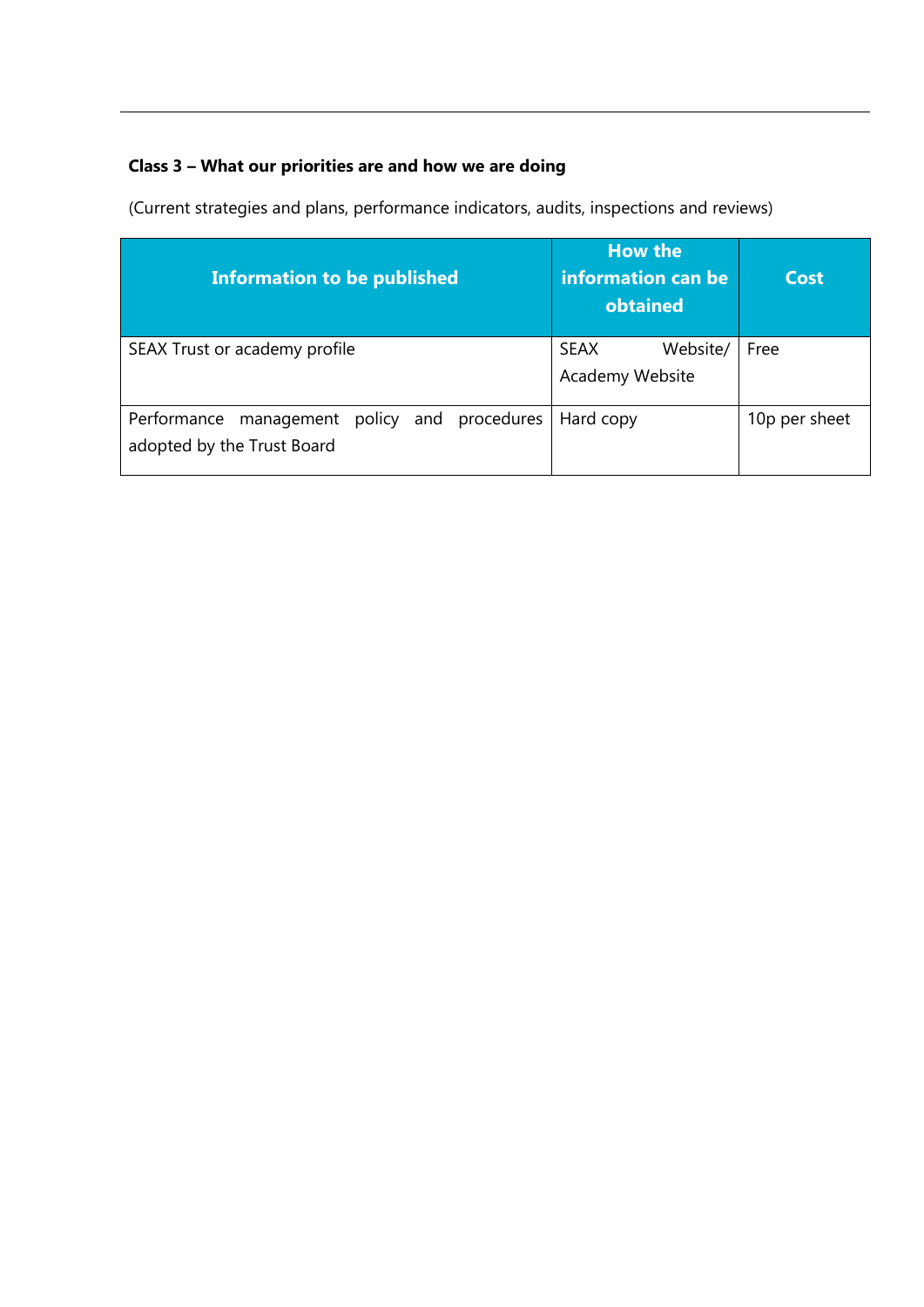**Class 3 – What our priorities are and how we are doing**

(Current strategies and plans, performance indicators, audits, inspections and reviews)

| Information to be published | How the information can be obtained | Cost |
|---|---|---|
| SEAX Trust or academy profile | SEAX Website/ Academy Website | Free |
| Performance management policy and procedures adopted by the Trust Board | Hard copy | 10p per sheet |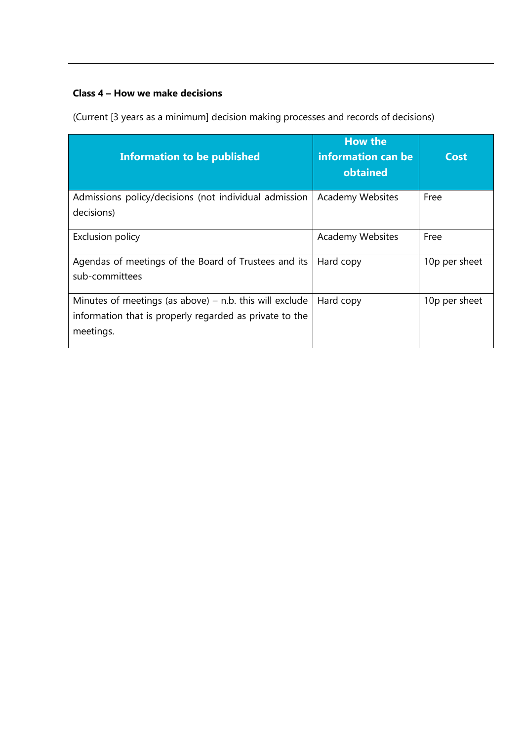**Class 4 – How we make decisions**

(Current [3 years as a minimum] decision making processes and records of decisions)

| Information to be published | How the information can be obtained | Cost |
| --- | --- | --- |
| Admissions policy/decisions (not individual admission decisions) | Academy Websites | Free |
| Exclusion policy | Academy Websites | Free |
| Agendas of meetings of the Board of Trustees and its sub-committees | Hard copy | 10p per sheet |
| Minutes of meetings (as above) – n.b. this will exclude information that is properly regarded as private to the meetings. | Hard copy | 10p per sheet |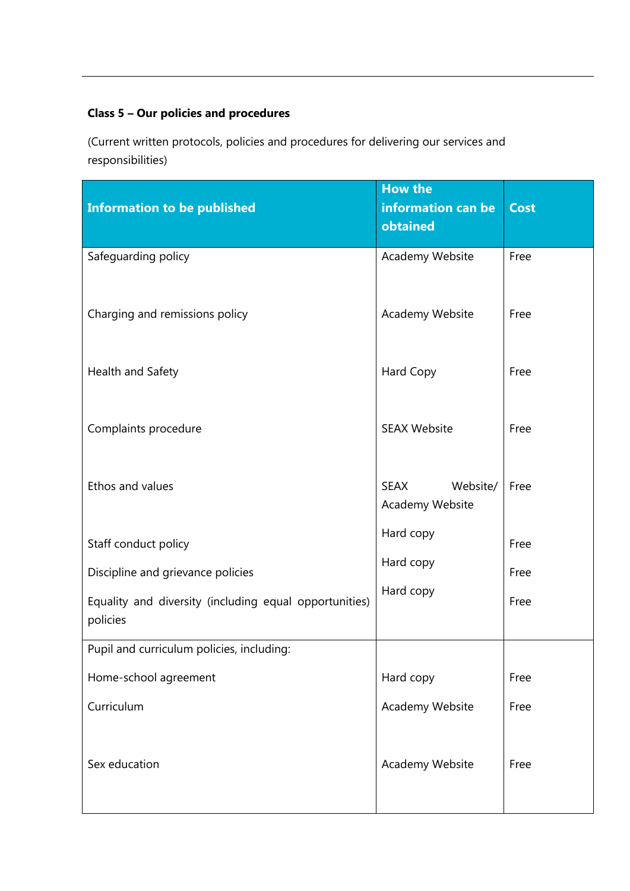**Class 5 – Our policies and procedures**

(Current written protocols, policies and procedures for delivering our services and responsibilities)

| Information to be published | How the information can be obtained | Cost |
|---|---|---|
| Safeguarding policy | Academy Website | Free |
| Charging and remissions policy | Academy Website | Free |
| Health and Safety | Hard Copy | Free |
| Complaints procedure | SEAX Website | Free |
| Ethos and values | SEAX Website/ Academy Website | Free |
| Staff conduct policy | Hard copy | Free |
| Discipline and grievance policies | Hard copy | Free |
| Equality and diversity (including equal opportunities) policies | Hard copy | Free |
| Pupil and curriculum policies, including: | | |
| Home-school agreement | Hard copy | Free |
| Curriculum | Academy Website | Free |
| Sex education | Academy Website | Free |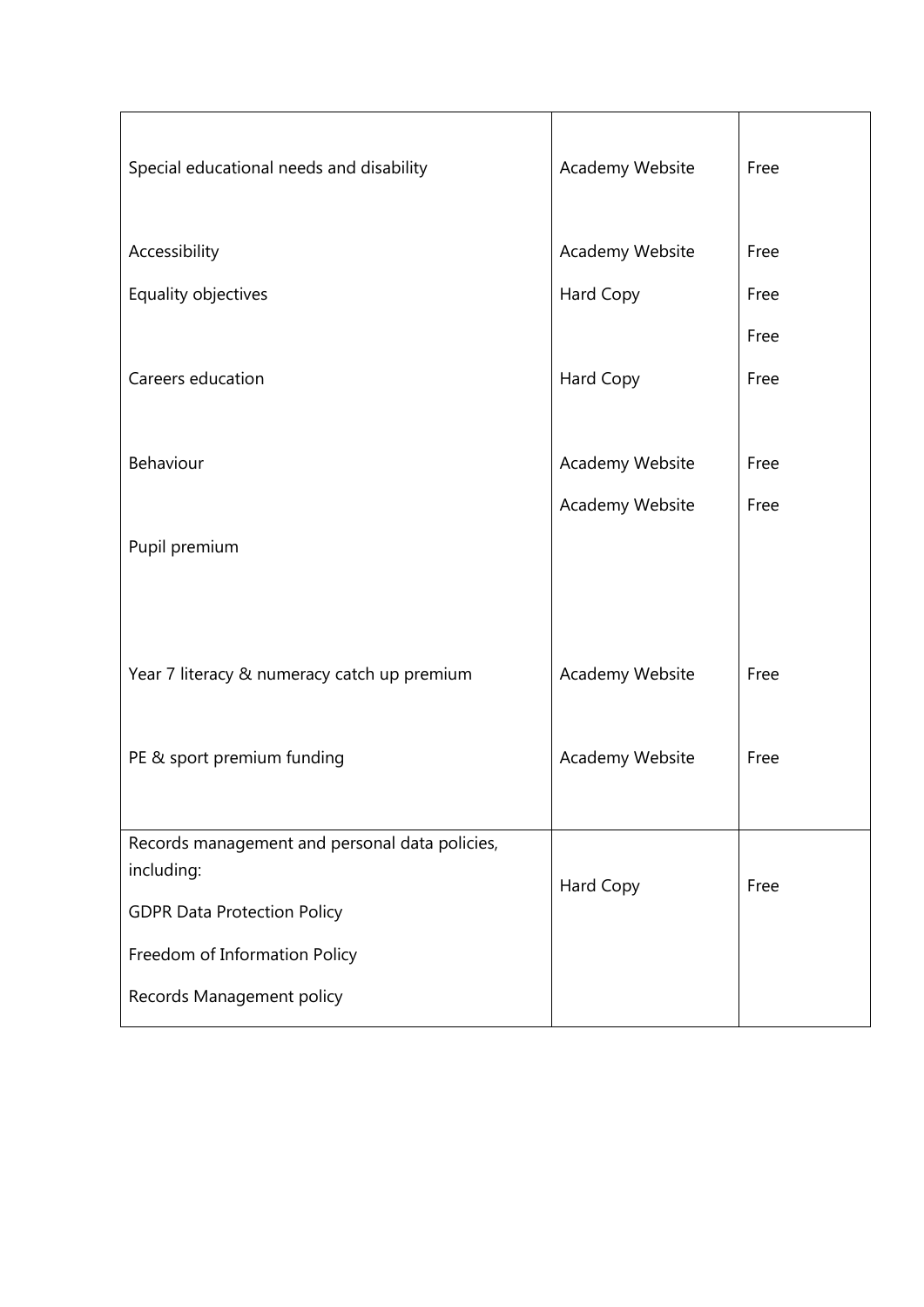| | | |
|---|---|---|
| Special educational needs and disability<br><br>Accessibility<br>Equality objectives<br><br>Careers education<br><br>Behaviour<br><br>Pupil premium<br><br>Year 7 literacy & numeracy catch up premium<br><br>PE & sport premium funding | Academy Website<br><br>Academy Website<br>Hard Copy<br><br>Hard Copy<br><br>Academy Website<br>Academy Website<br><br>Academy Website<br><br>Academy Website | Free<br><br>Free<br>Free<br>Free<br>Free<br><br>Free<br>Free<br><br>Free<br><br>Free |
| Records management and personal data policies, including:<br>GDPR Data Protection Policy<br>Freedom of Information Policy<br>Records Management policy | Hard Copy | Free |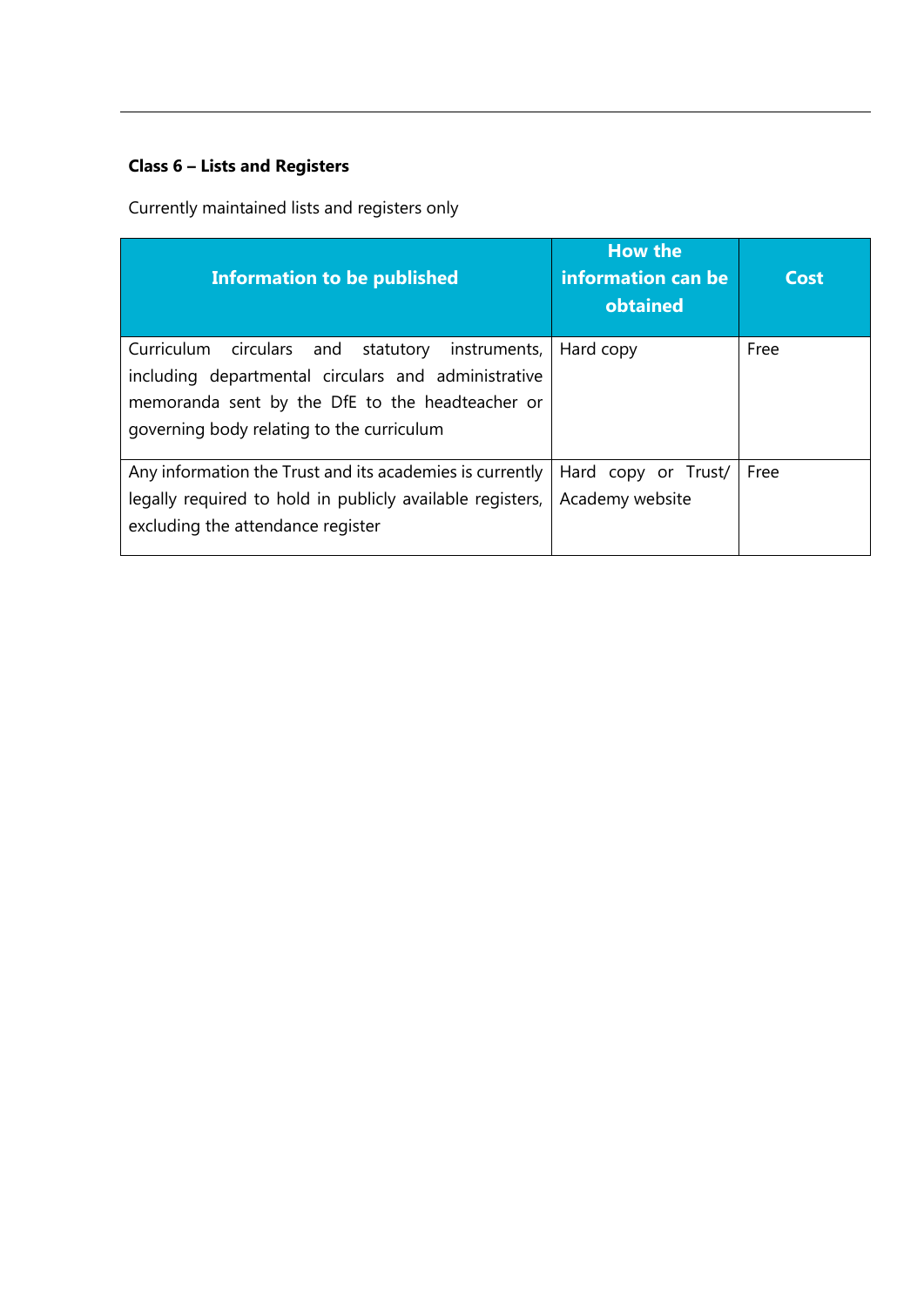**Class 6 – Lists and Registers**

Currently maintained lists and registers only

| Information to be published | How the information can be obtained | Cost |
| --- | --- | --- |
| Curriculum circulars and statutory instruments, including departmental circulars and administrative memoranda sent by the DfE to the headteacher or governing body relating to the curriculum | Hard copy | Free |
| Any information the Trust and its academies is currently legally required to hold in publicly available registers, excluding the attendance register | Hard copy or Trust/ Academy website | Free |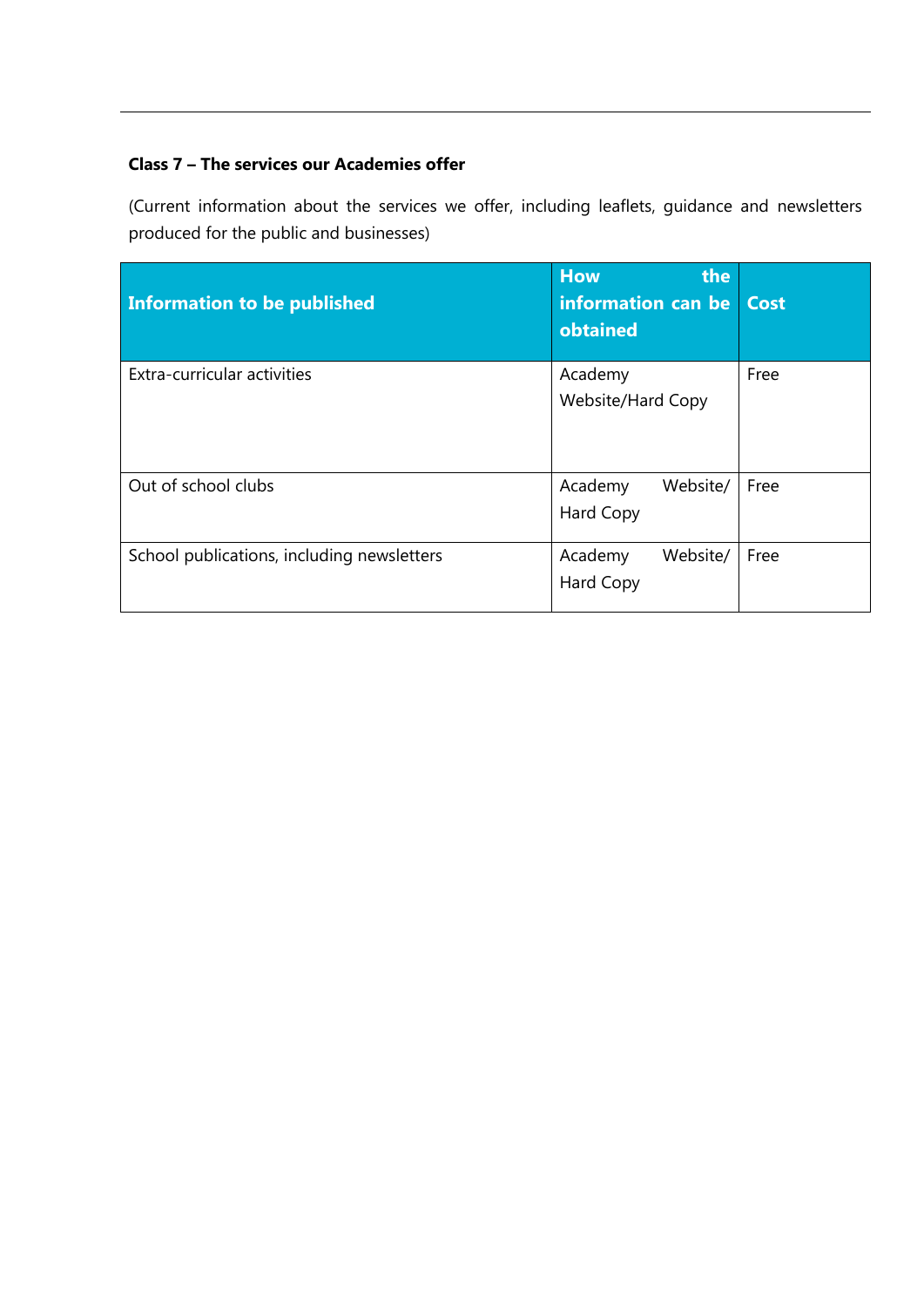**Class 7 – The services our Academies offer**

(Current information about the services we offer, including leaflets, guidance and newsletters produced for the public and businesses)

| Information to be published | How the information can be obtained | Cost |
|---|---|---|
| Extra-curricular activities | Academy Website/Hard Copy | Free |
| Out of school clubs | Academy Website/ Hard Copy | Free |
| School publications, including newsletters | Academy Website/ Hard Copy | Free |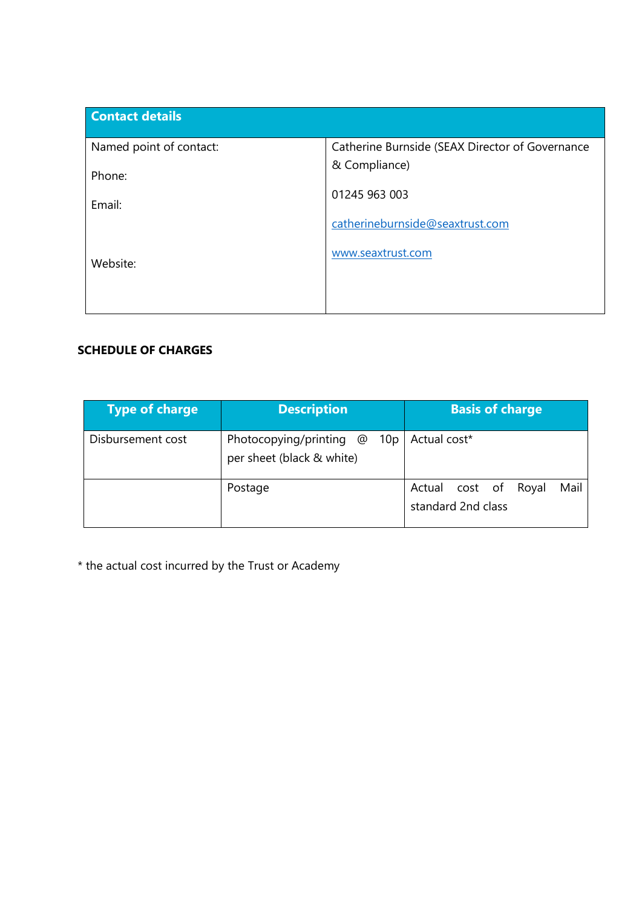| Contact details | |
|---|---|
| Named point of contact: | Catherine Burnside (SEAX Director of Governance & Compliance) |
| Phone: | 01245 963 003 |
| Email: | catherineburnside@seaxtrust.com |
| Website: | www.seaxtrust.com |

**SCHEDULE OF CHARGES**

| Type of charge | Description | Basis of charge |
|---|---|---|
| Disbursement cost | Photocopying/printing @ 10p per sheet (black & white) | Actual cost* |
| | Postage | Actual cost of Royal Mail standard 2nd class |

* the actual cost incurred by the Trust or Academy